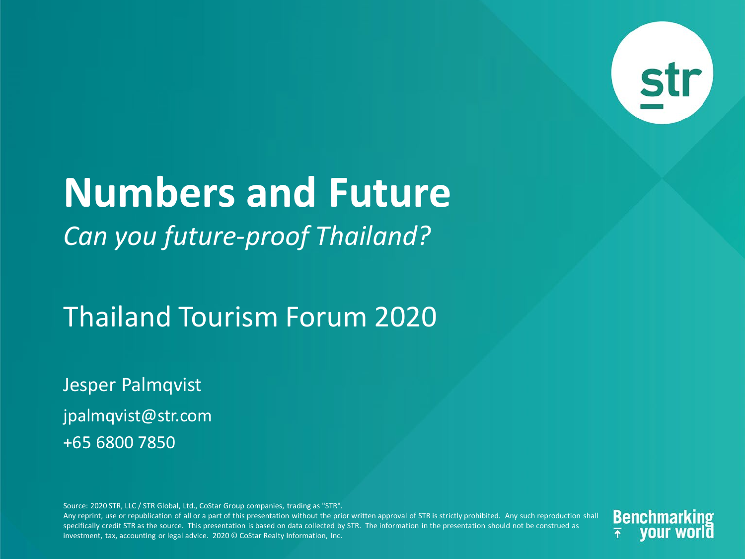# Numbers and Future

*Can you future-proof Thailand?*

## Thailand Tourism Forum 2020

Jesper Palmqvist

jpalmqvist@str.com

+65 6800 7850

Source: 2020 STR, LLC / STR Global, Ltd., CoStar Group companies, trading as "STR".
Any reprint, use or republication of all or a part of this presentation without the prior written approval of STR is strictly prohibited. Any such reproduction shall specifically credit STR as the source. This presentation is based on data collected by STR. The information in the presentation should not be construed as investment, tax, accounting or legal advice. 2020 © CoStar Realty Information, Inc.

Benchmarking your world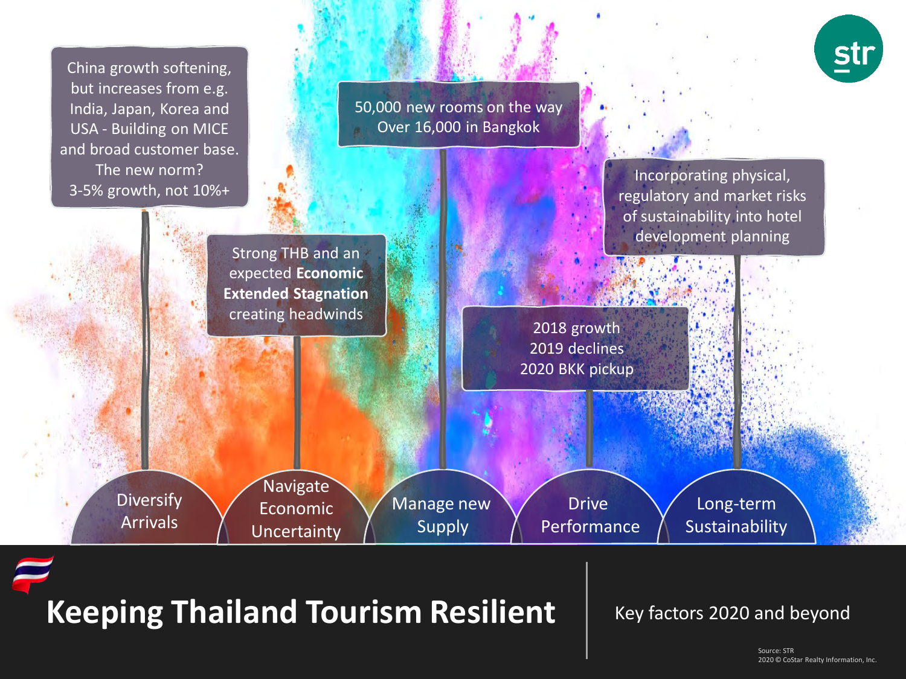# Keeping Thailand Tourism Resilient

Key factors 2020 and beyond

## Diversify Arrivals

China growth softening, but increases from e.g. India, Japan, Korea and USA - Building on MICE and broad customer base. The new norm? 3-5% growth, not 10%+

## Navigate Economic Uncertainty

Strong THB and an expected **Economic Extended Stagnation** creating headwinds

## Manage new Supply

50,000 new rooms on the way
Over 16,000 in Bangkok

## Drive Performance

2018 growth
2019 declines
2020 BKK pickup

## Long-term Sustainability

Incorporating physical, regulatory and market risks of sustainability into hotel development planning

Source: STR
2020 © CoStar Realty Information, Inc.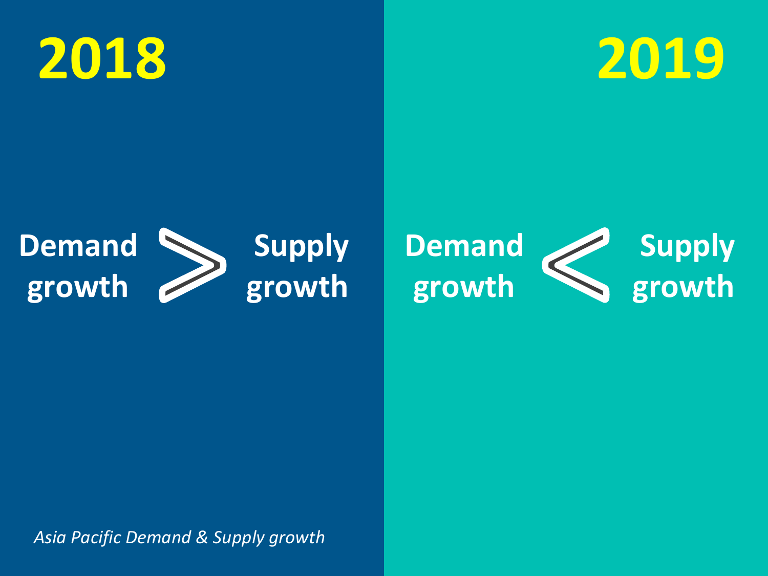# 2018

**Demand growth > Supply growth**

# 2019

**Demand growth < Supply growth**

*Asia Pacific Demand & Supply growth*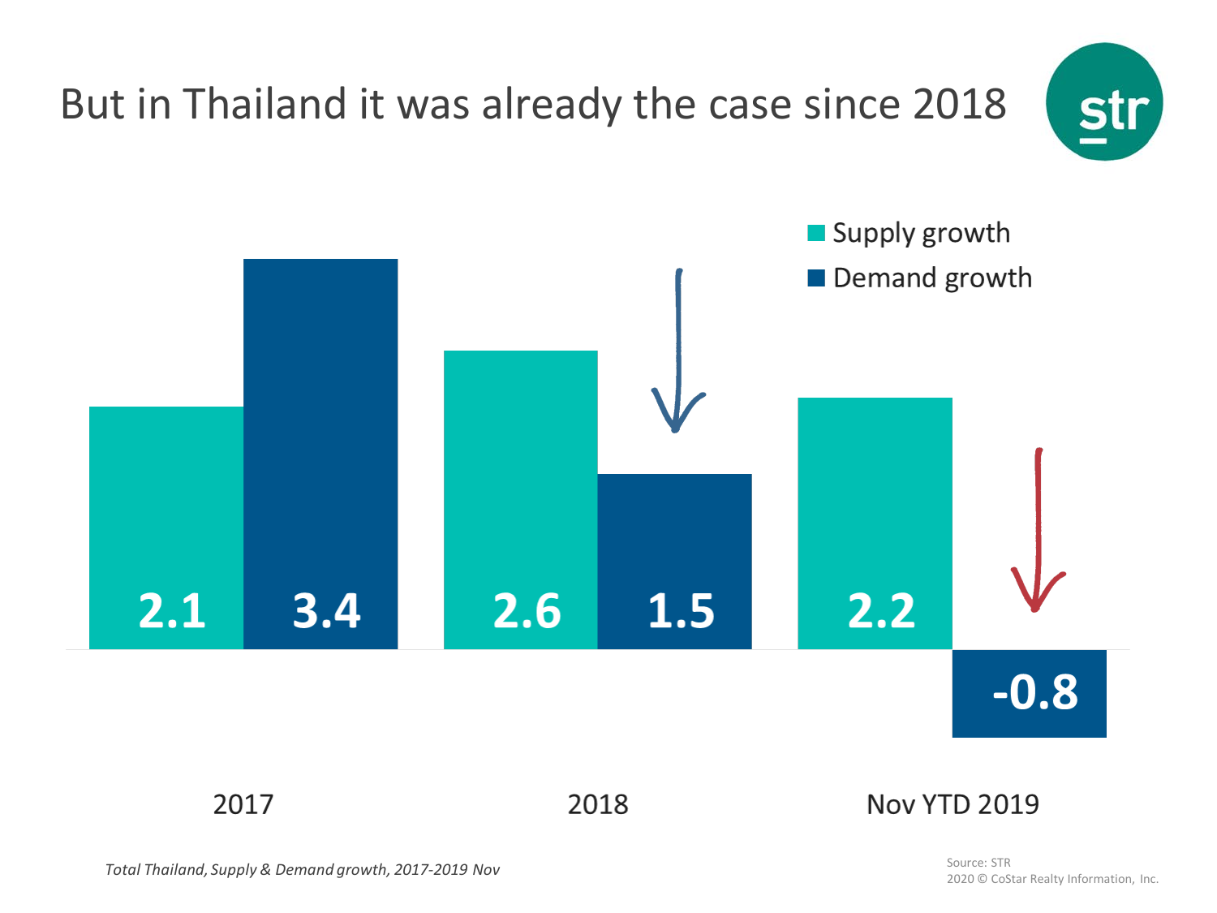# But in Thailand it was already the case since 2018

| | Supply growth | Demand growth |
|---|---|---|
| 2017 | 2.1 | 3.4 |
| 2018 | 2.6 | 1.5 |
| Nov YTD 2019 | 2.2 | -0.8 |

*Total Thailand, Supply & Demand growth, 2017-2019 Nov*

Source: STR
2020 © CoStar Realty Information, Inc.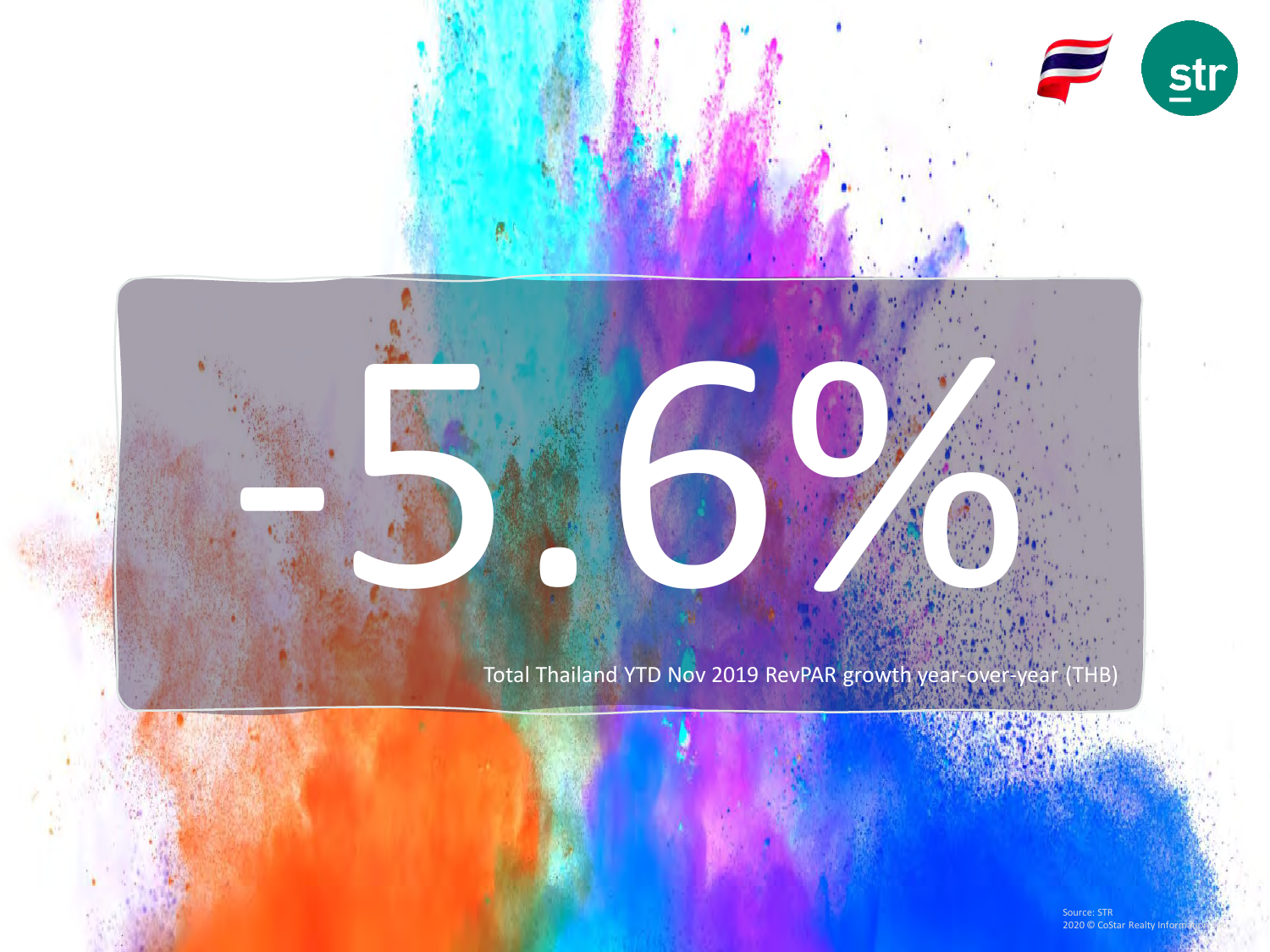# -5.6%

Total Thailand YTD Nov 2019 RevPAR growth year-over-year (THB)

Source: STR
2020 © CoStar Realty Information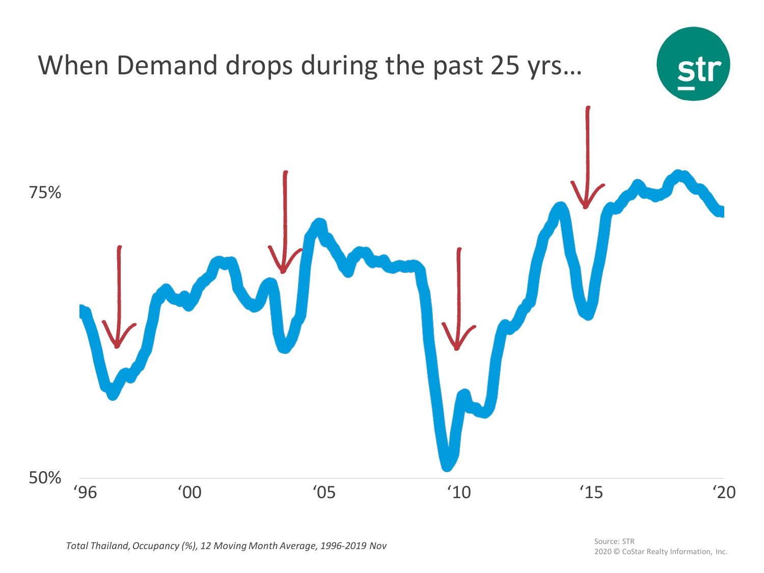# When Demand drops during the past 25 yrs…

75%

50%

'96 '00 '05 '10 '15 '20

*Total Thailand, Occupancy (%), 12 Moving Month Average, 1996-2019 Nov*

Source: STR
2020 © CoStar Realty Information, Inc.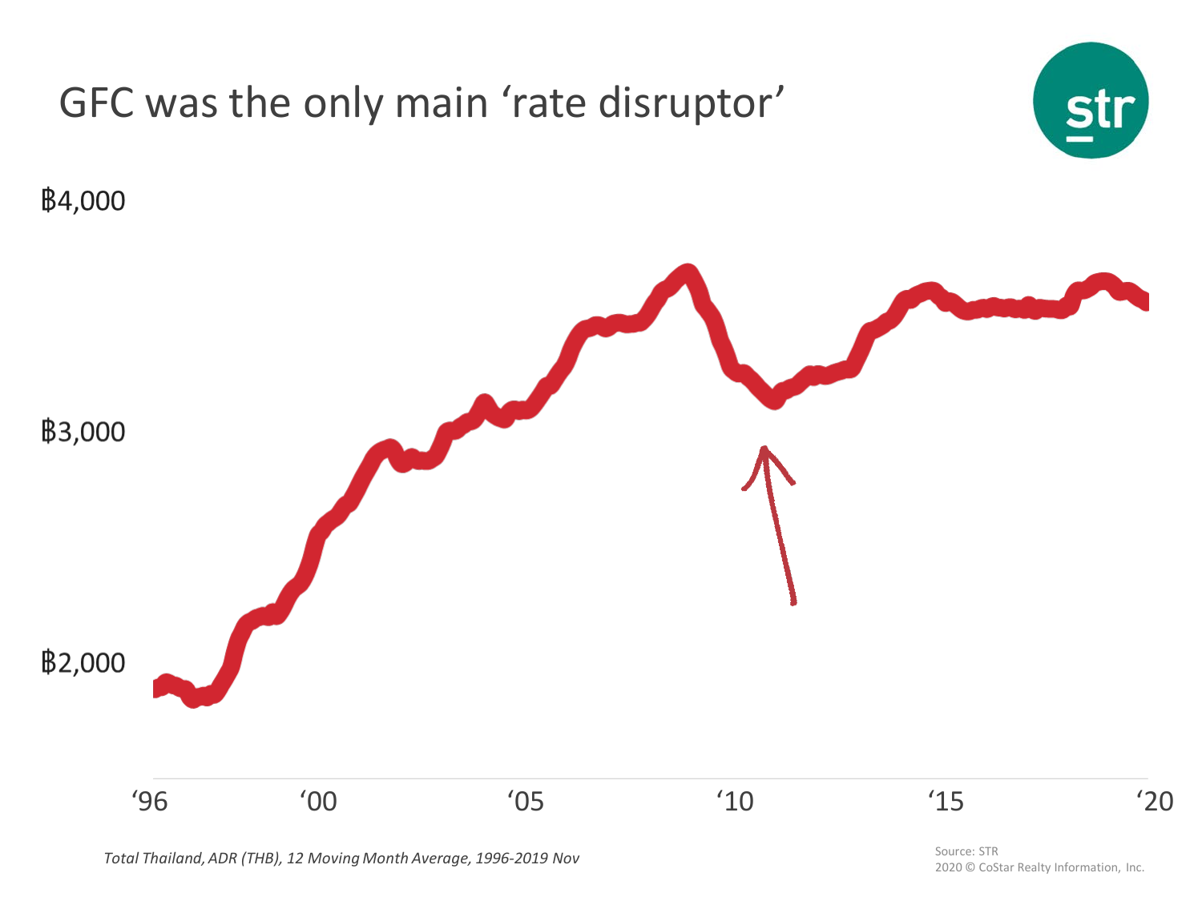# GFC was the only main 'rate disruptor'

฿4,000

฿3,000

฿2,000

'96 '00 '05 '10 '15 '20

*Total Thailand, ADR (THB), 12 Moving Month Average, 1996-2019 Nov*

Source: STR
2020 © CoStar Realty Information, Inc.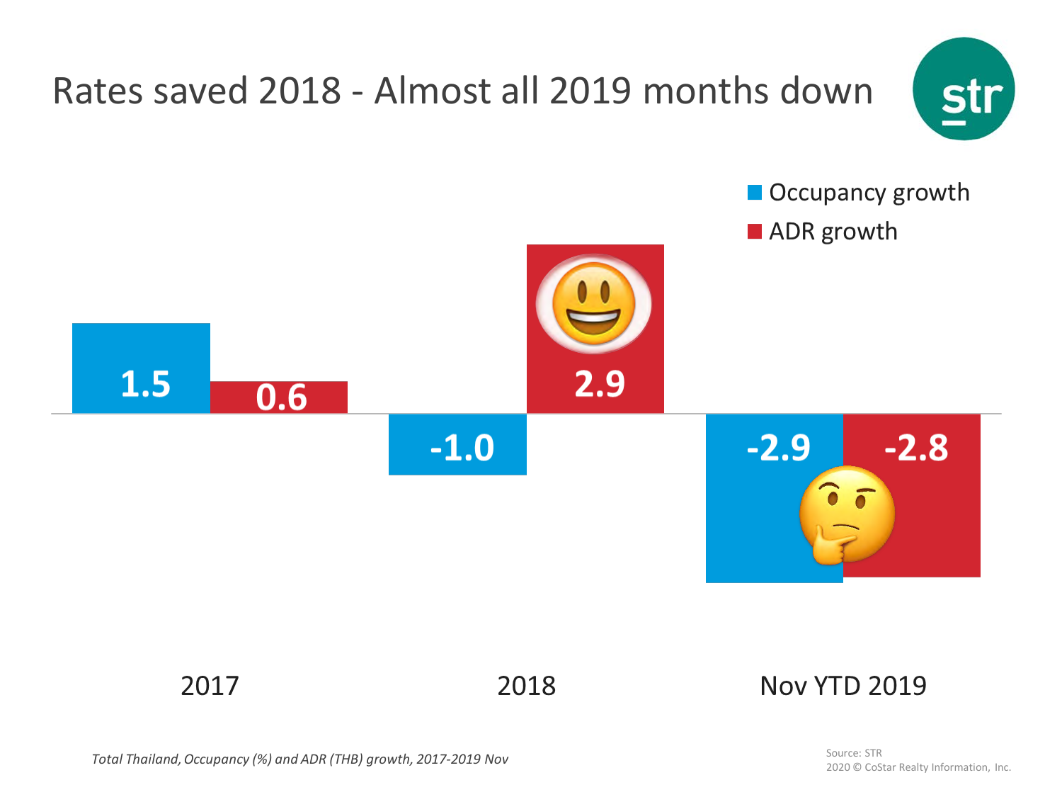# Rates saved 2018 - Almost all 2019 months down

| | Occupancy growth | ADR growth |
|---|---|---|
| 2017 | 1.5 | 0.6 |
| 2018 | -1.0 | 2.9 |
| Nov YTD 2019 | -2.9 | -2.8 |

*Total Thailand, Occupancy (%) and ADR (THB) growth, 2017-2019 Nov*

Source: STR
2020 © CoStar Realty Information, Inc.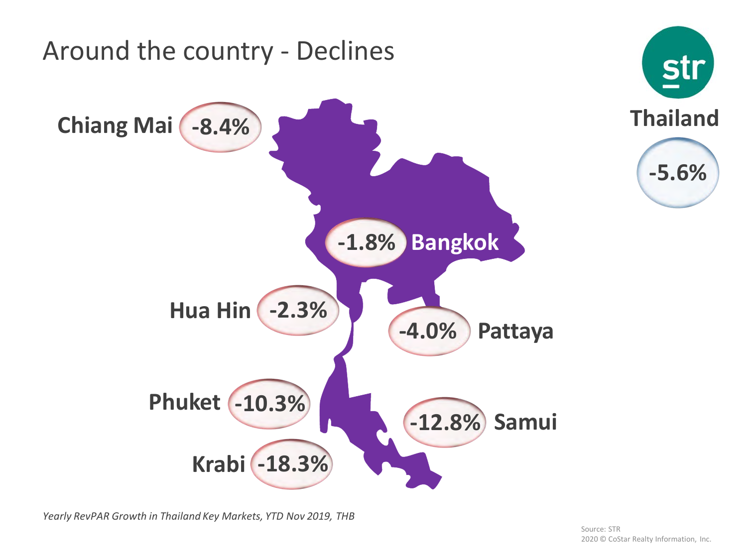# Around the country - Declines

**Thailand** -5.6%

| Market | RevPAR Growth |
|---|---|
| Chiang Mai | -8.4% |
| Bangkok | -1.8% |
| Hua Hin | -2.3% |
| Pattaya | -4.0% |
| Phuket | -10.3% |
| Samui | -12.8% |
| Krabi | -18.3% |

*Yearly RevPAR Growth in Thailand Key Markets, YTD Nov 2019, THB*

Source: STR
2020 © CoStar Realty Information, Inc.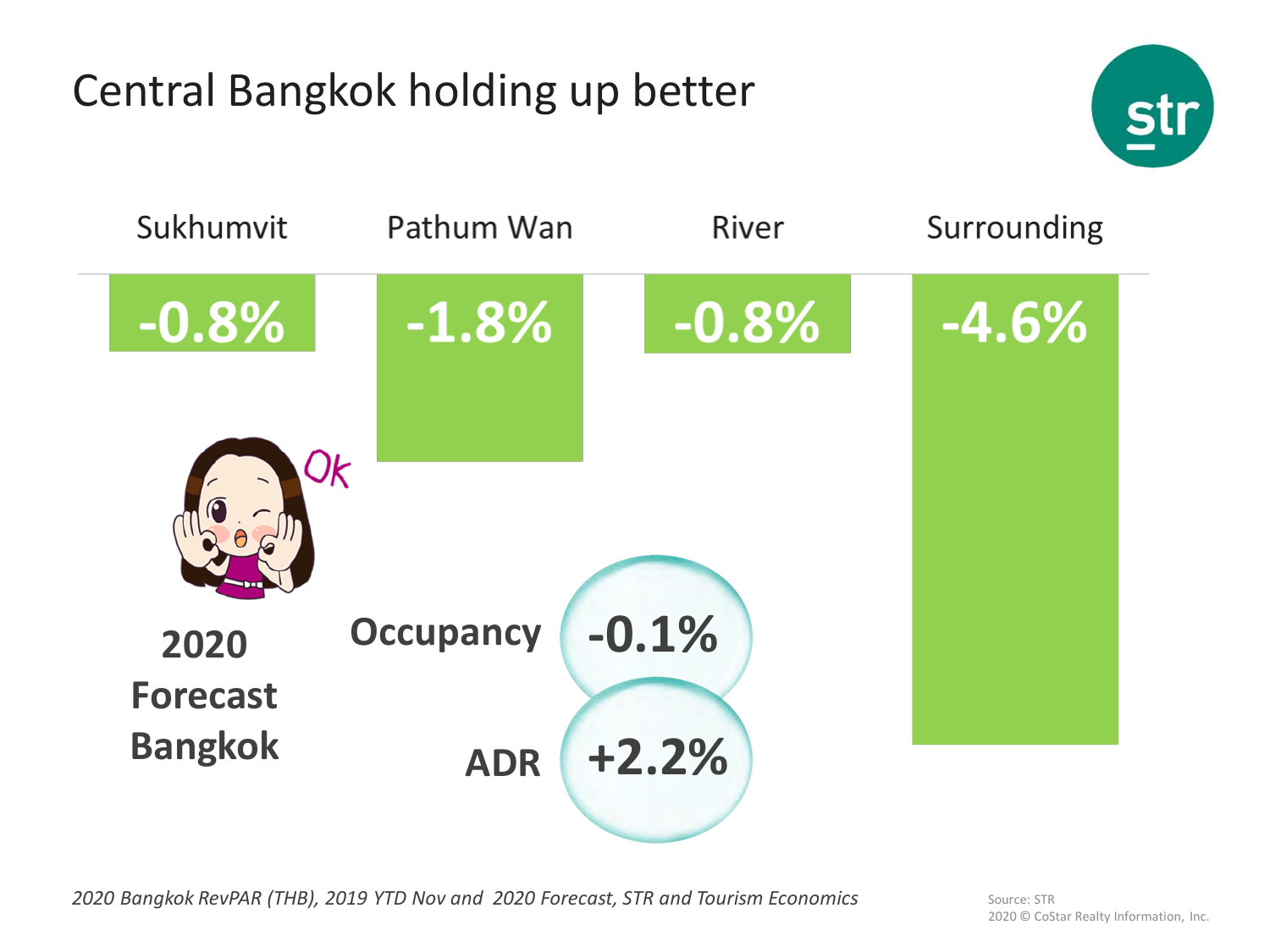# Central Bangkok holding up better

| Sukhumvit | Pathum Wan | River | Surrounding |
| --- | --- | --- | --- |
| -0.8% | -1.8% | -0.8% | -4.6% |

**2020 Forecast Bangkok**

**Occupancy** -0.1%

**ADR** +2.2%

*2020 Bangkok RevPAR (THB), 2019 YTD Nov and 2020 Forecast, STR and Tourism Economics*

Source: STR
2020 © CoStar Realty Information, Inc.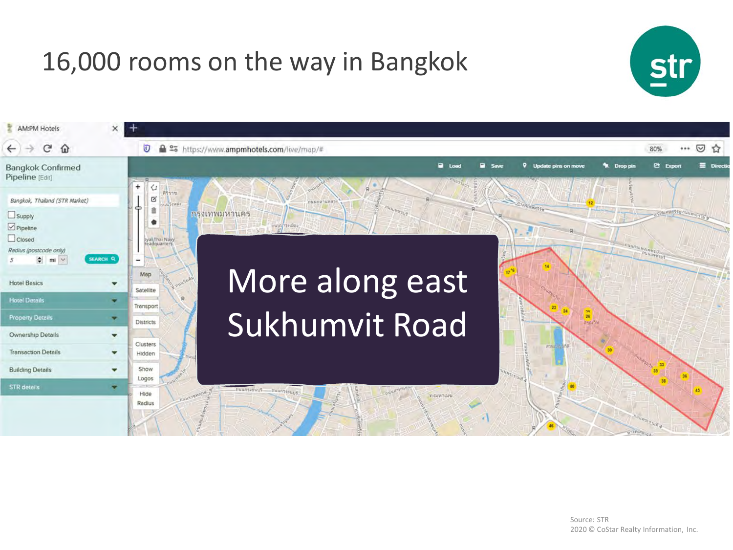# 16,000 rooms on the way in Bangkok

More along east Sukhumvit Road

Source: STR
2020 © CoStar Realty Information, Inc.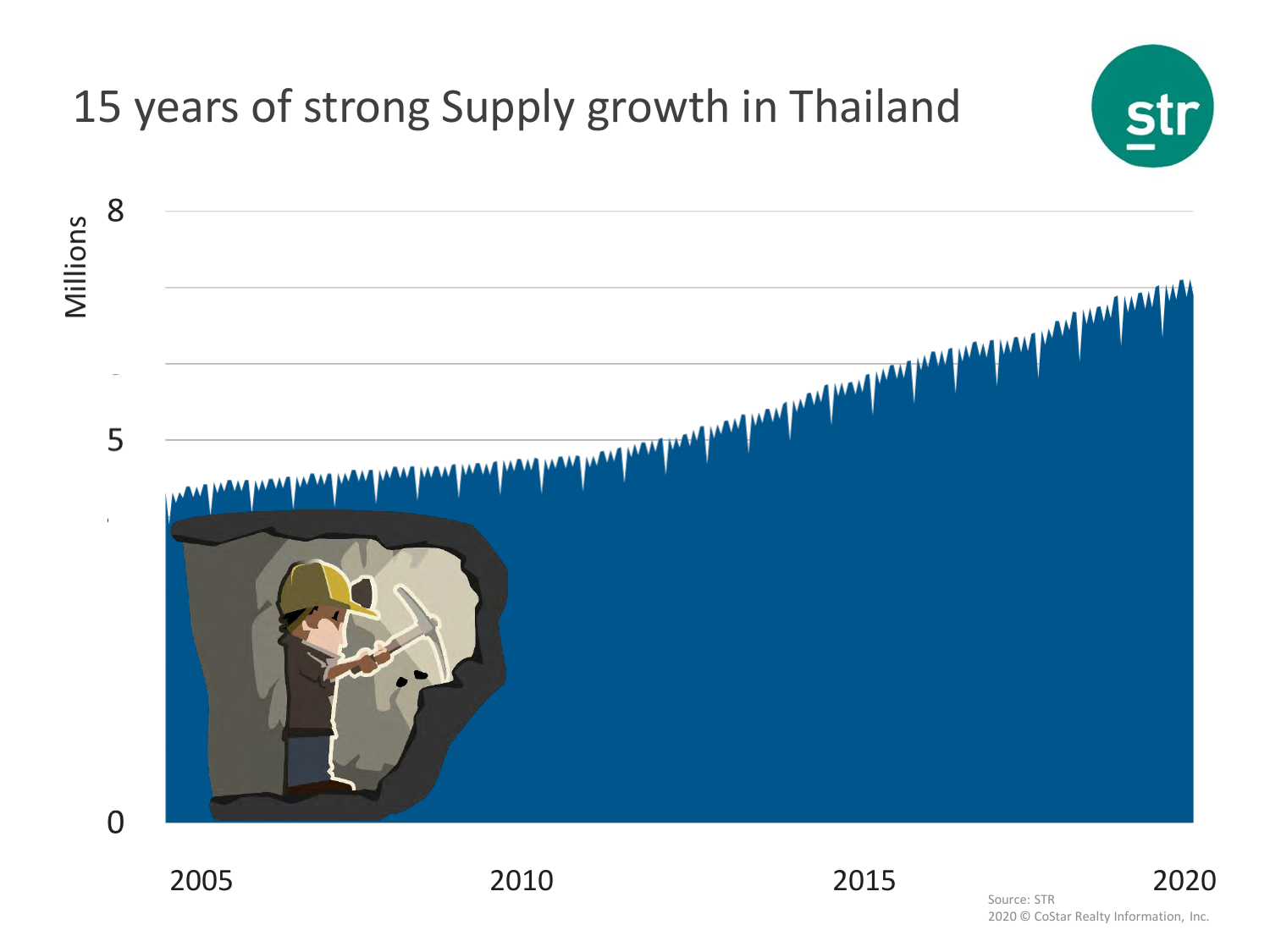# 15 years of strong Supply growth in Thailand

Millions

8

5

0

2005 2010 2015 2020

Source: STR
2020 © CoStar Realty Information, Inc.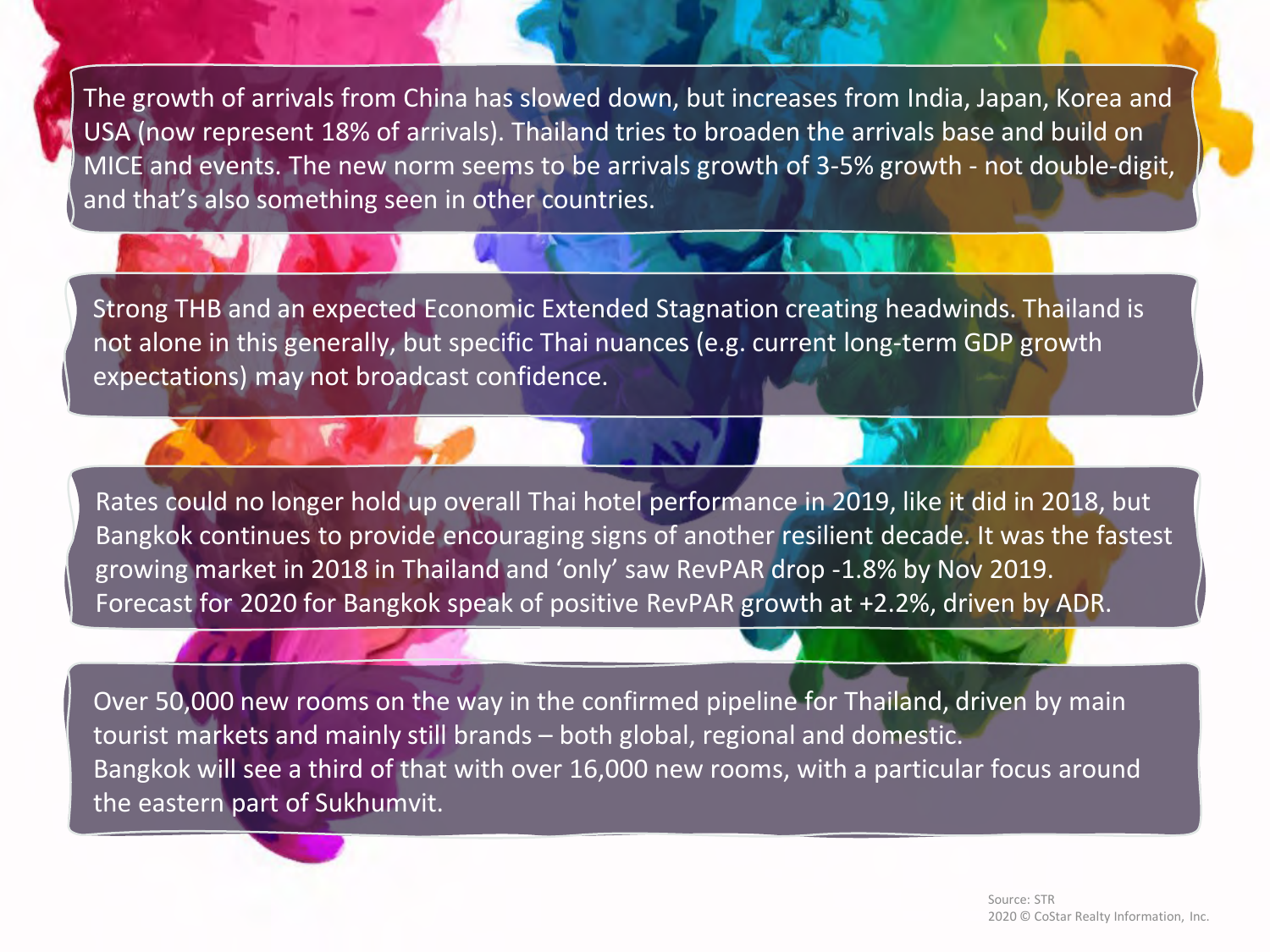The growth of arrivals from China has slowed down, but increases from India, Japan, Korea and USA (now represent 18% of arrivals). Thailand tries to broaden the arrivals base and build on MICE and events. The new norm seems to be arrivals growth of 3-5% growth - not double-digit, and that's also something seen in other countries.

Strong THB and an expected Economic Extended Stagnation creating headwinds. Thailand is not alone in this generally, but specific Thai nuances (e.g. current long-term GDP growth expectations) may not broadcast confidence.

Rates could no longer hold up overall Thai hotel performance in 2019, like it did in 2018, but Bangkok continues to provide encouraging signs of another resilient decade. It was the fastest growing market in 2018 in Thailand and 'only' saw RevPAR drop -1.8% by Nov 2019. Forecast for 2020 for Bangkok speak of positive RevPAR growth at +2.2%, driven by ADR.

Over 50,000 new rooms on the way in the confirmed pipeline for Thailand, driven by main tourist markets and mainly still brands – both global, regional and domestic.
Bangkok will see a third of that with over 16,000 new rooms, with a particular focus around the eastern part of Sukhumvit.

Source: STR
2020 © CoStar Realty Information, Inc.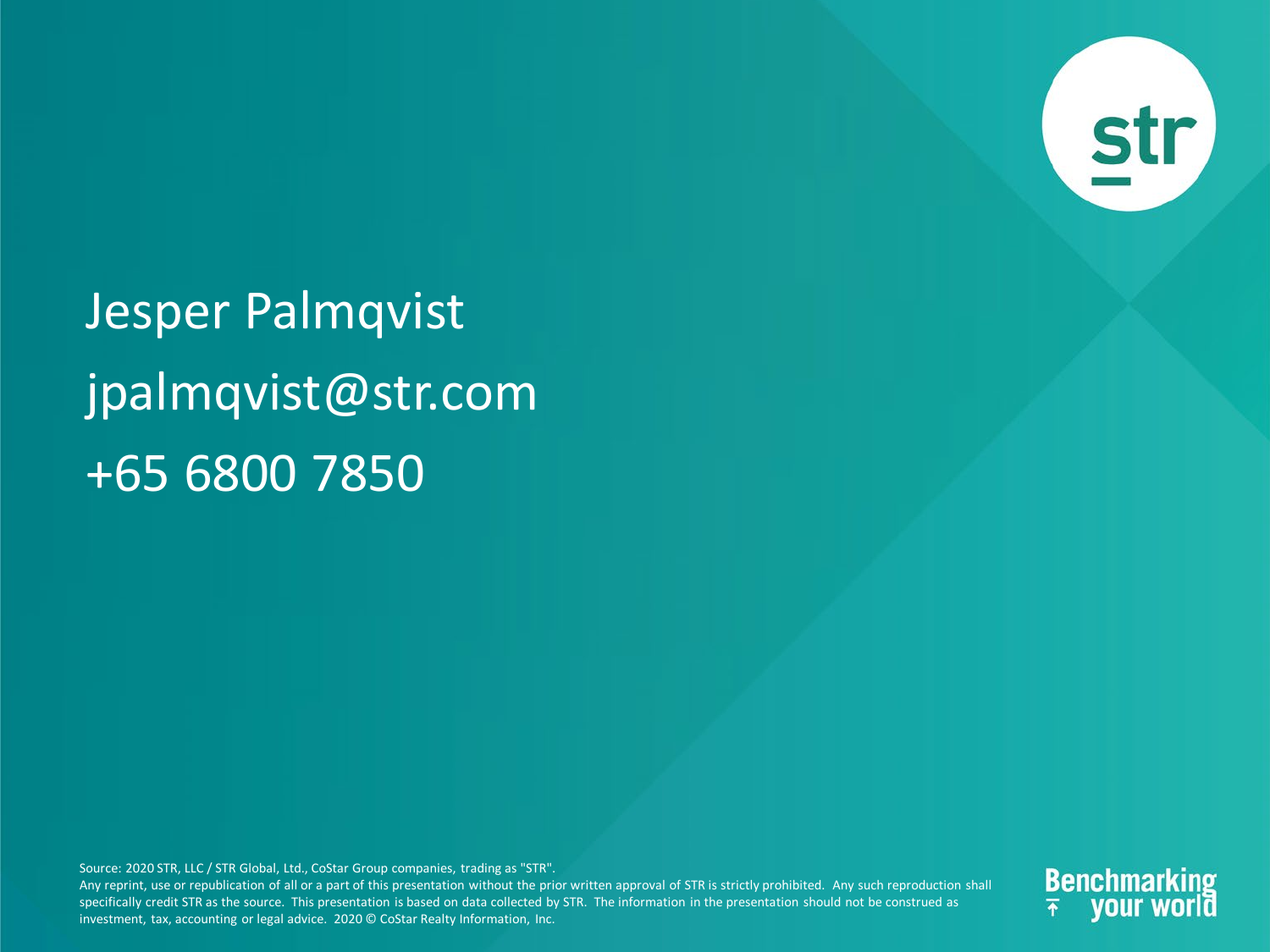Jesper Palmqvist

jpalmqvist@str.com

+65 6800 7850

Source: 2020 STR, LLC / STR Global, Ltd., CoStar Group companies, trading as "STR".
Any reprint, use or republication of all or a part of this presentation without the prior written approval of STR is strictly prohibited. Any such reproduction shall specifically credit STR as the source. This presentation is based on data collected by STR. The information in the presentation should not be construed as investment, tax, accounting or legal advice. 2020 © CoStar Realty Information, Inc.

Benchmarking your world